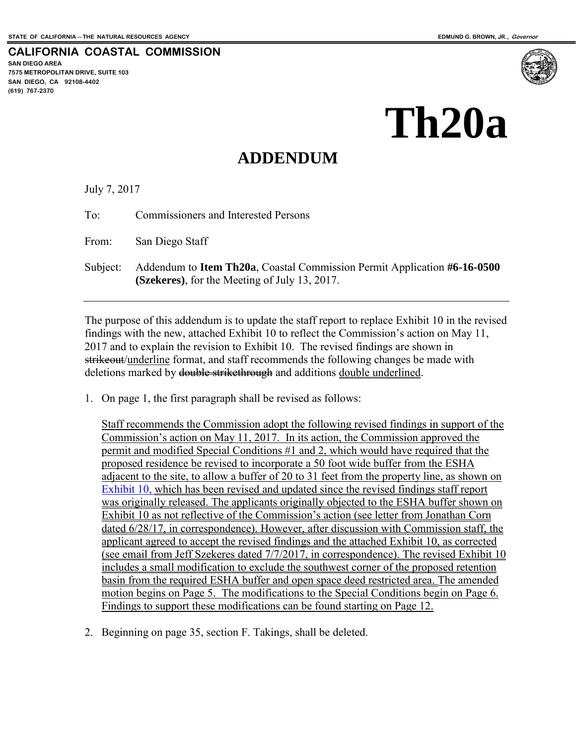STATE OF CALIFORNIA -- THE NATURAL RESOURCES AGENCY

EDMUND G. BROWN, JR., *Governor*

**CALIFORNIA COASTAL COMMISSION**
**SAN DIEGO AREA**
**7575 METROPOLITAN DRIVE, SUITE 103**
**SAN DIEGO, CA 92108-4402**
**(619) 767-2370**

# Th20a

## ADDENDUM

July 7, 2017

To: Commissioners and Interested Persons

From: San Diego Staff

Subject: Addendum to **Item Th20a**, Coastal Commission Permit Application **#6-16-0500 (Szekeres)**, for the Meeting of July 13, 2017.

---

The purpose of this addendum is to update the staff report to replace Exhibit 10 in the revised findings with the new, attached Exhibit 10 to reflect the Commission's action on May 11, 2017 and to explain the revision to Exhibit 10. The revised findings are shown in ~~strikeout~~/<u>underline</u> format, and staff recommends the following changes be made with deletions marked by ~~double strikethrough~~ and additions <u>double underlined</u>.

1. On page 1, the first paragraph shall be revised as follows:

   <u>Staff recommends the Commission adopt the following revised findings in support of the Commission's action on May 11, 2017. In its action, the Commission approved the permit and modified Special Conditions #1 and 2, which would have required that the proposed residence be revised to incorporate a 50 foot wide buffer from the ESHA adjacent to the site, to allow a buffer of 20 to 31 feet from the property line, as shown on Exhibit 10, which has been revised and updated since the revised findings staff report was originally released. The applicants originally objected to the ESHA buffer shown on Exhibit 10 as not reflective of the Commission's action (see letter from Jonathan Corn dated 6/28/17, in correspondence). However, after discussion with Commission staff, the applicant agreed to accept the revised findings and the attached Exhibit 10, as corrected (see email from Jeff Szekeres dated 7/7/2017, in correspondence). The revised Exhibit 10 includes a small modification to exclude the southwest corner of the proposed retention basin from the required ESHA buffer and open space deed restricted area. The amended motion begins on Page 5. The modifications to the Special Conditions begin on Page 6. Findings to support these modifications can be found starting on Page 12.</u>

2. Beginning on page 35, section F. Takings, shall be deleted.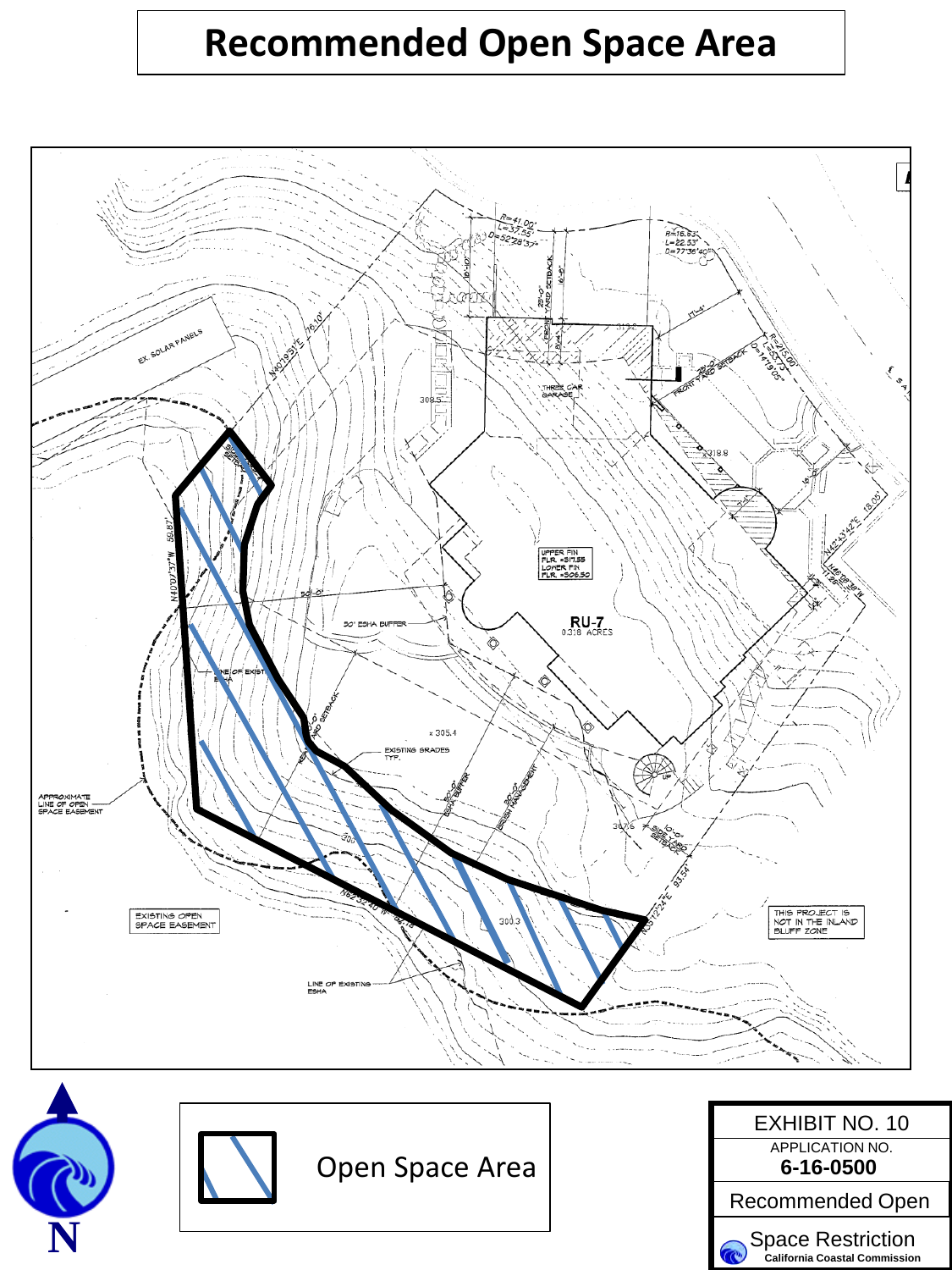# Recommended Open Space Area

R=41.00'
L=37.55'
D=52°28'37"

R=16.63'
L=22.53'
D=77°36'40"

R=215.00'
L=53.10'
D=14°19'05"

EX. SOLAR PANELS

N40°19'51"E 76.10'

FRONT YARD SETBACK

THREE CAR GARAGE

308.5

318.8

N42°43'42"E 18.05'

N46°08'38"W

N40°07'37"W 50.87'

UPPER FIN FLR =317.55
LOWER FIN FLR =305.50

50' ESHA BUFFER

RU-7
0.318 ACRES

LINE OF EXIST ESHA

x 305.4

EXISTING GRADES TYP.

50'-0" ESHA BUFFER

30'-0" BRUSH MANAGEMENT

307.6

10'-0" SIDE YARD SETBACK

N51°22'24"E 93.54'

APPROXIMATE LINE OF OPEN SPACE EASEMENT

300

N62°32'40"W 82.18'

EXISTING OPEN SPACE EASEMENT

300.3

THIS PROJECT IS NOT IN THE INLAND BLUFF ZONE

LINE OF EXISTING ESHA

N

Open Space Area

EXHIBIT NO. 10
APPLICATION NO.
**6-16-0500**
Recommended Open Space Restriction
California Coastal Commission